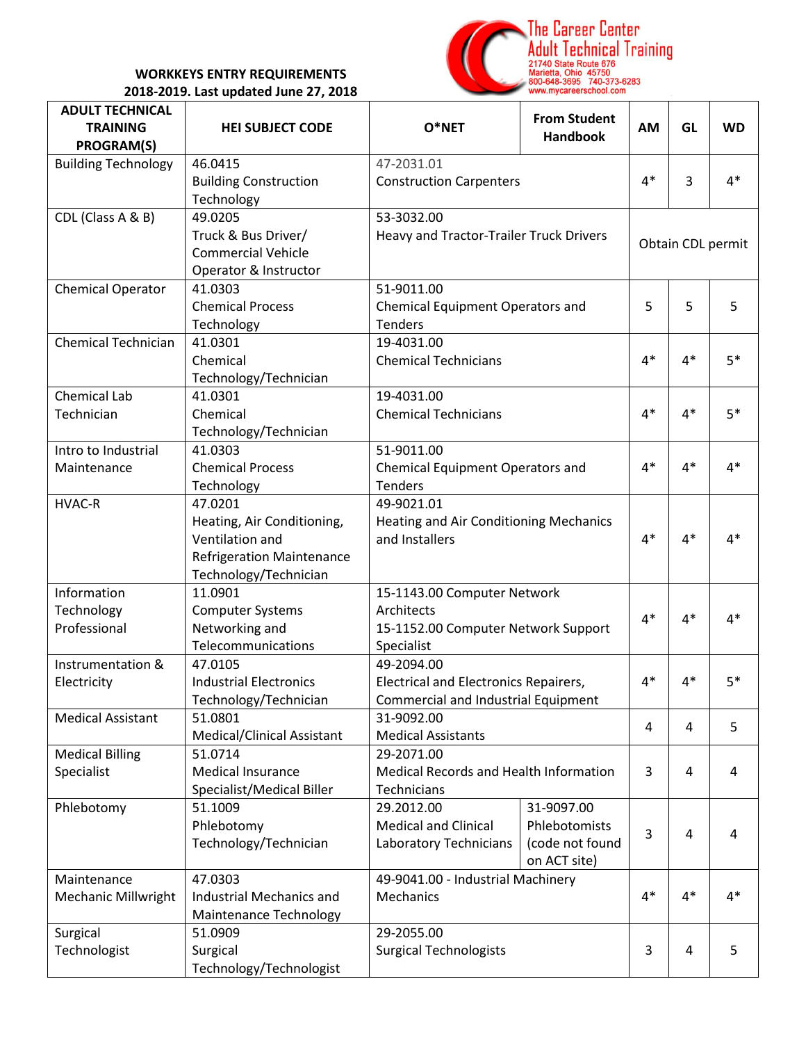**WORKKEYS ENTRY REQUIREMENTS**
**2018-2019. Last updated June 27, 2018**

The Career Center
Adult Technical Training
21740 State Route 676
Marietta, Ohio 45750
800-648-3695 740-373-6283
www.mycareerschool.com

| ADULT TECHNICAL TRAINING PROGRAM(S) | HEI SUBJECT CODE | O*NET | From Student Handbook | AM | GL | WD |
|---|---|---|---|---|---|---|
| Building Technology | 46.0415 Building Construction Technology | 47-2031.01 Construction Carpenters | | 4* | 3 | 4* |
| CDL (Class A & B) | 49.0205 Truck & Bus Driver/ Commercial Vehicle Operator & Instructor | 53-3032.00 Heavy and Tractor-Trailer Truck Drivers | | Obtain CDL permit | | |
| Chemical Operator | 41.0303 Chemical Process Technology | 51-9011.00 Chemical Equipment Operators and Tenders | | 5 | 5 | 5 |
| Chemical Technician | 41.0301 Chemical Technology/Technician | 19-4031.00 Chemical Technicians | | 4* | 4* | 5* |
| Chemical Lab Technician | 41.0301 Chemical Technology/Technician | 19-4031.00 Chemical Technicians | | 4* | 4* | 5* |
| Intro to Industrial Maintenance | 41.0303 Chemical Process Technology | 51-9011.00 Chemical Equipment Operators and Tenders | | 4* | 4* | 4* |
| HVAC-R | 47.0201 Heating, Air Conditioning, Ventilation and Refrigeration Maintenance Technology/Technician | 49-9021.01 Heating and Air Conditioning Mechanics and Installers | | 4* | 4* | 4* |
| Information Technology Professional | 11.0901 Computer Systems Networking and Telecommunications | 15-1143.00 Computer Network Architects 15-1152.00 Computer Network Support Specialist | | 4* | 4* | 4* |
| Instrumentation & Electricity | 47.0105 Industrial Electronics Technology/Technician | 49-2094.00 Electrical and Electronics Repairers, Commercial and Industrial Equipment | | 4* | 4* | 5* |
| Medical Assistant | 51.0801 Medical/Clinical Assistant | 31-9092.00 Medical Assistants | | 4 | 4 | 5 |
| Medical Billing Specialist | 51.0714 Medical Insurance Specialist/Medical Biller | 29-2071.00 Medical Records and Health Information Technicians | | 3 | 4 | 4 |
| Phlebotomy | 51.1009 Phlebotomy Technology/Technician | 29.2012.00 Medical and Clinical Laboratory Technicians | 31-9097.00 Phlebotomists (code not found on ACT site) | 3 | 4 | 4 |
| Maintenance Mechanic Millwright | 47.0303 Industrial Mechanics and Maintenance Technology | 49-9041.00 - Industrial Machinery Mechanics | | 4* | 4* | 4* |
| Surgical Technologist | 51.0909 Surgical Technology/Technologist | 29-2055.00 Surgical Technologists | | 3 | 4 | 5 |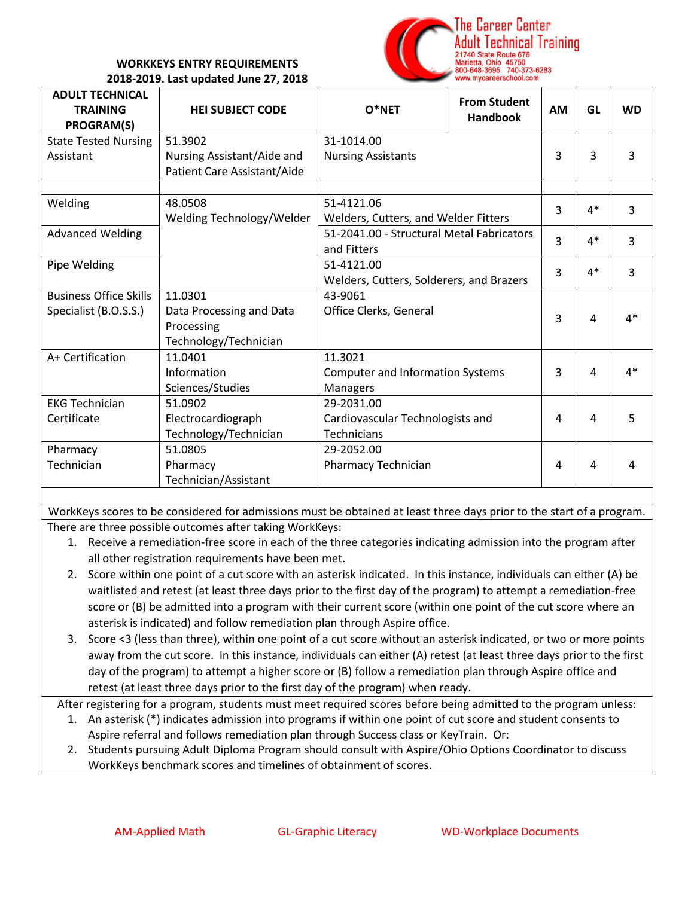The Career Center
Adult Technical Training
21740 State Route 676
Marietta, Ohio 45750
800-648-3695 740-373-6283
www.mycareerschool.com

**WORKKEYS ENTRY REQUIREMENTS**
**2018-2019. Last updated June 27, 2018**

| ADULT TECHNICAL TRAINING PROGRAM(S) | HEI SUBJECT CODE | O*NET | From Student Handbook | AM | GL | WD |
|---|---|---|---|---|---|---|
| State Tested Nursing Assistant | 51.3902 Nursing Assistant/Aide and Patient Care Assistant/Aide | 31-1014.00 Nursing Assistants | | 3 | 3 | 3 |
| | | | | | | |
| Welding | 48.0508 Welding Technology/Welder | 51-4121.06 Welders, Cutters, and Welder Fitters | | 3 | 4* | 3 |
| Advanced Welding | | 51-2041.00 - Structural Metal Fabricators and Fitters | | 3 | 4* | 3 |
| Pipe Welding | | 51-4121.00 Welders, Cutters, Solderers, and Brazers | | 3 | 4* | 3 |
| Business Office Skills Specialist (B.O.S.S.) | 11.0301 Data Processing and Data Processing Technology/Technician | 43-9061 Office Clerks, General | | 3 | 4 | 4* |
| A+ Certification | 11.0401 Information Sciences/Studies | 11.3021 Computer and Information Systems Managers | | 3 | 4 | 4* |
| EKG Technician Certificate | 51.0902 Electrocardiograph Technology/Technician | 29-2031.00 Cardiovascular Technologists and Technicians | | 4 | 4 | 5 |
| Pharmacy Technician | 51.0805 Pharmacy Technician/Assistant | 29-2052.00 Pharmacy Technician | | 4 | 4 | 4 |

WorkKeys scores to be considered for admissions must be obtained at least three days prior to the start of a program.

There are three possible outcomes after taking WorkKeys:

1. Receive a remediation-free score in each of the three categories indicating admission into the program after all other registration requirements have been met.
2. Score within one point of a cut score with an asterisk indicated. In this instance, individuals can either (A) be waitlisted and retest (at least three days prior to the first day of the program) to attempt a remediation-free score or (B) be admitted into a program with their current score (within one point of the cut score where an asterisk is indicated) and follow remediation plan through Aspire office.
3. Score <3 (less than three), within one point of a cut score without an asterisk indicated, or two or more points away from the cut score. In this instance, individuals can either (A) retest (at least three days prior to the first day of the program) to attempt a higher score or (B) follow a remediation plan through Aspire office and retest (at least three days prior to the first day of the program) when ready.

After registering for a program, students must meet required scores before being admitted to the program unless:

1. An asterisk (*) indicates admission into programs if within one point of cut score and student consents to Aspire referral and follows remediation plan through Success class or KeyTrain. Or:
2. Students pursuing Adult Diploma Program should consult with Aspire/Ohio Options Coordinator to discuss WorkKeys benchmark scores and timelines of obtainment of scores.

AM-Applied Math    GL-Graphic Literacy    WD-Workplace Documents